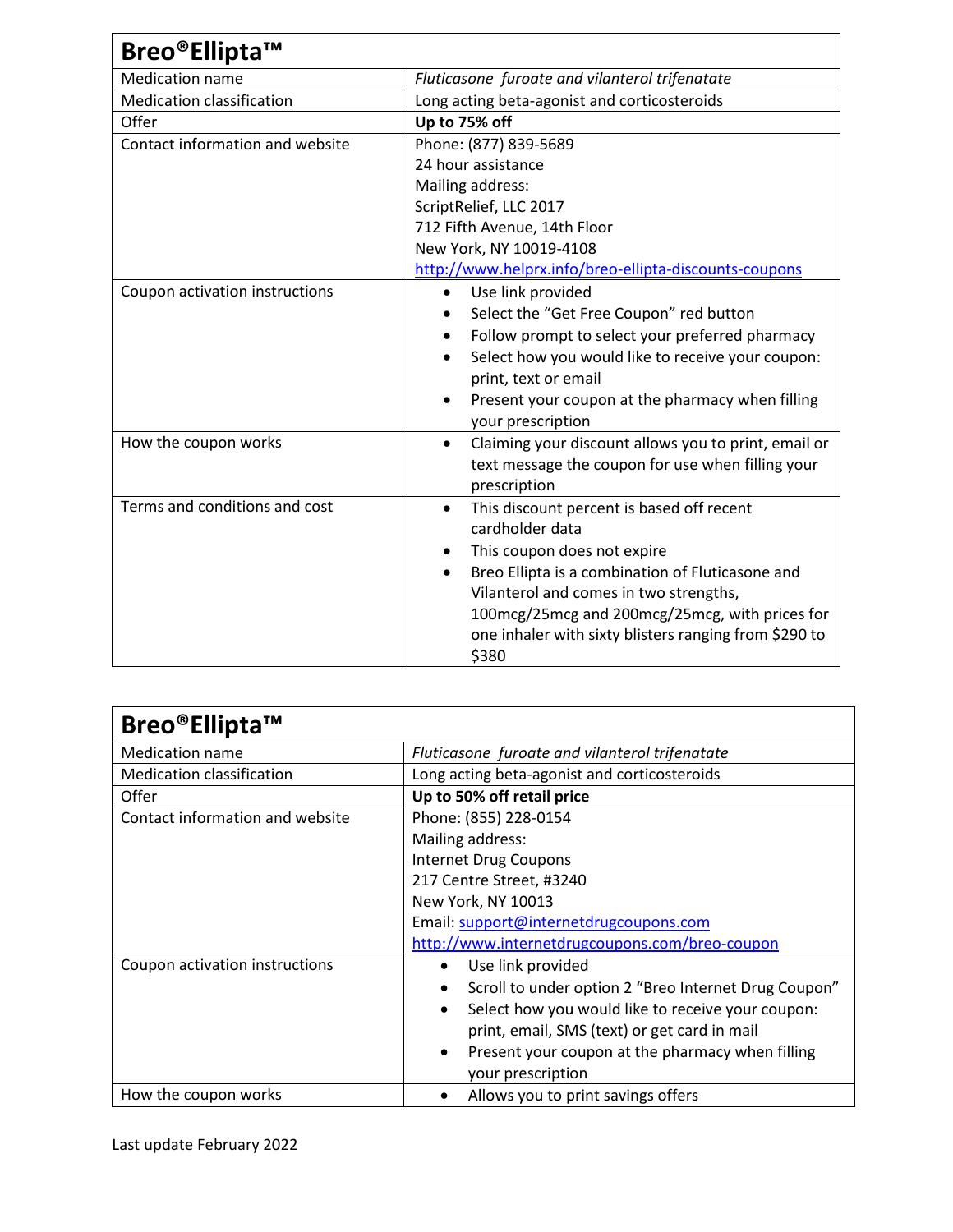| Breo®Ellipta™ | |
|---|---|
| Medication name | *Fluticasone furoate and vilanterol trifenatate* |
| Medication classification | Long acting beta-agonist and corticosteroids |
| Offer | **Up to 75% off** |
| Contact information and website | Phone: (877) 839-5689<br>24 hour assistance<br>Mailing address:<br>ScriptRelief, LLC 2017<br>712 Fifth Avenue, 14th Floor<br>New York, NY 10019-4108<br>http://www.helprx.info/breo-ellipta-discounts-coupons |
| Coupon activation instructions | • Use link provided<br>• Select the "Get Free Coupon" red button<br>• Follow prompt to select your preferred pharmacy<br>• Select how you would like to receive your coupon: print, text or email<br>• Present your coupon at the pharmacy when filling your prescription |
| How the coupon works | • Claiming your discount allows you to print, email or text message the coupon for use when filling your prescription |
| Terms and conditions and cost | • This discount percent is based off recent cardholder data<br>• This coupon does not expire<br>• Breo Ellipta is a combination of Fluticasone and Vilanterol and comes in two strengths, 100mcg/25mcg and 200mcg/25mcg, with prices for one inhaler with sixty blisters ranging from $290 to $380 |

| Breo®Ellipta™ | |
|---|---|
| Medication name | *Fluticasone furoate and vilanterol trifenatate* |
| Medication classification | Long acting beta-agonist and corticosteroids |
| Offer | **Up to 50% off retail price** |
| Contact information and website | Phone: (855) 228-0154<br>Mailing address:<br>Internet Drug Coupons<br>217 Centre Street, #3240<br>New York, NY 10013<br>Email: support@internetdrugcoupons.com<br>http://www.internetdrugcoupons.com/breo-coupon |
| Coupon activation instructions | • Use link provided<br>• Scroll to under option 2 "Breo Internet Drug Coupon"<br>• Select how you would like to receive your coupon: print, email, SMS (text) or get card in mail<br>• Present your coupon at the pharmacy when filling your prescription |
| How the coupon works | • Allows you to print savings offers |

Last update February 2022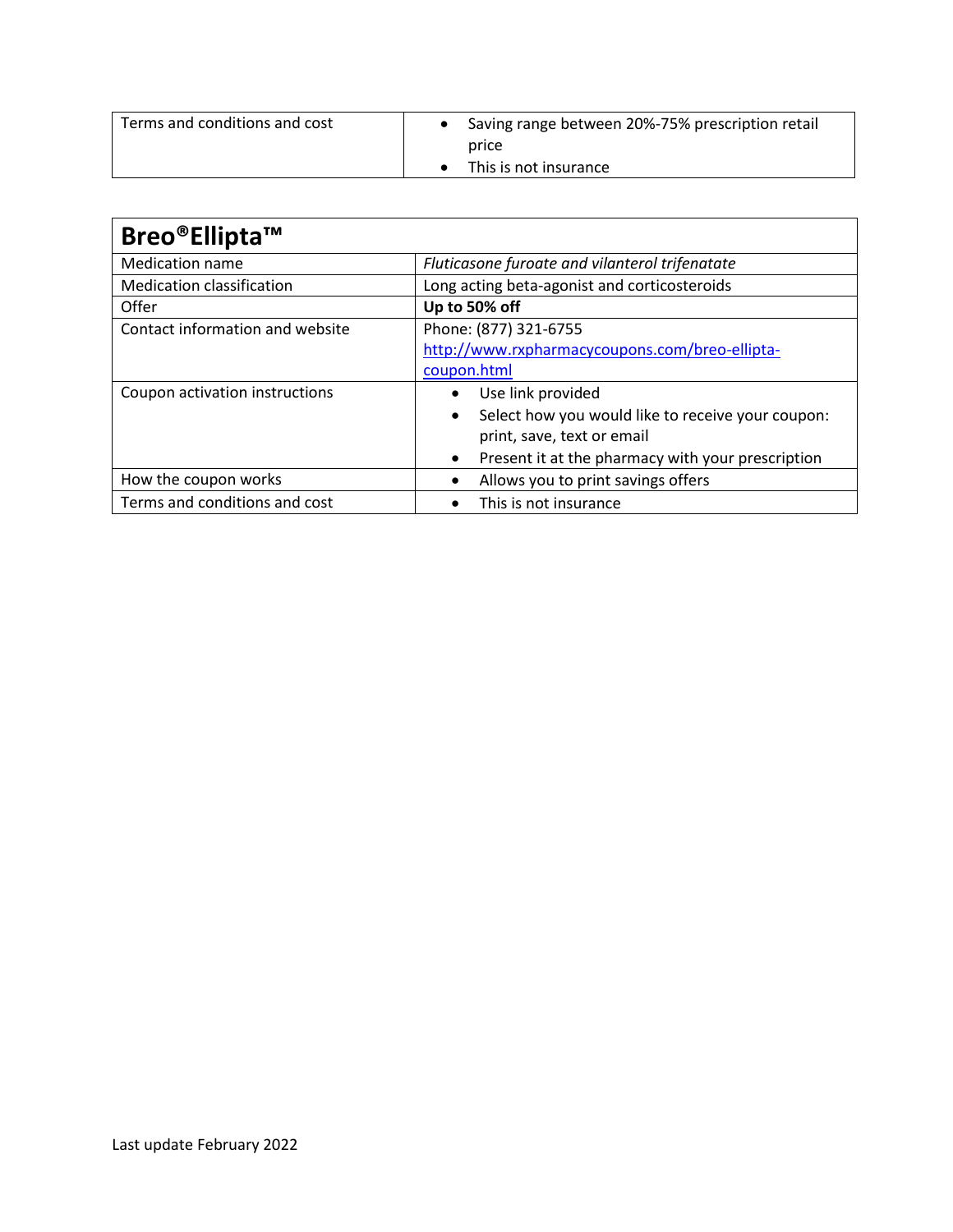| | |
|---|---|
| Terms and conditions and cost | • Saving range between 20%-75% prescription retail price<br>• This is not insurance |

| **Breo®Ellipta™** | |
|---|---|
| Medication name | *Fluticasone furoate and vilanterol trifenatate* |
| Medication classification | Long acting beta-agonist and corticosteroids |
| Offer | **Up to 50% off** |
| Contact information and website | Phone: (877) 321-6755<br>http://www.rxpharmacycoupons.com/breo-ellipta-coupon.html |
| Coupon activation instructions | • Use link provided<br>• Select how you would like to receive your coupon: print, save, text or email<br>• Present it at the pharmacy with your prescription |
| How the coupon works | • Allows you to print savings offers |
| Terms and conditions and cost | • This is not insurance |

Last update February 2022